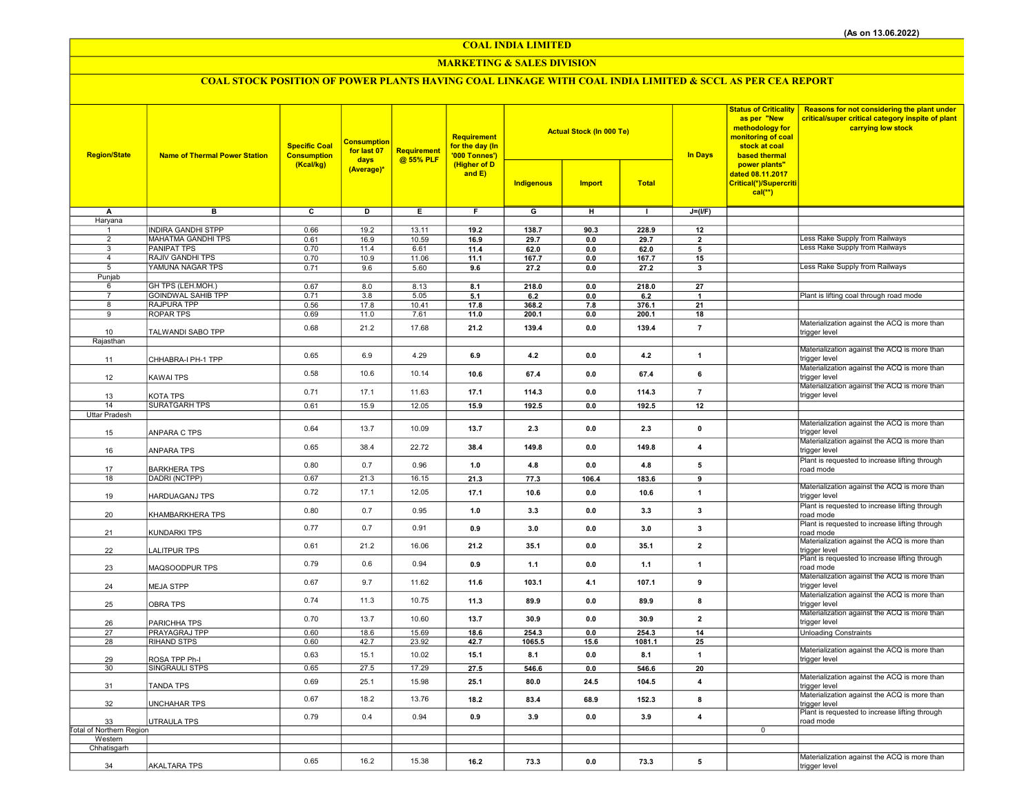(As on 13.06.2022)

# COAL INDIA LIMITED

## MARKETING & SALES DIVISION

### COAL STOCK POSITION OF POWER PLANTS HAVING COAL LINKAGE WITH COAL INDIA LIMITED & SCCL AS PER CEA REPORT

| Region/State | Name of Thermal Power Station | Specific Coal Consumption (Kcal/kg) | Consumption for last 07 days (Average)* | Requirement @ 55% PLF | Requirement for the day (In '000 Tonnes') (Higher of D and E) | Actual Stock (In 000 Te) | | | In Days | Status of Criticality as per "New methodology for monitoring of coal stock at coal based thermal power plants" dated 08.11.2017 Critical(*)/Supercritical(**) | Reasons for not considering the plant under critical/super critical category inspite of plant carrying low stock |
|---|---|---|---|---|---|---|---|---|---|---|---|
| | | | | | | Indigenous | Import | Total | | | |
| A | B | C | D | E | F | G | H | I | J=(I/F) | | |
| Haryana | | | | | | | | | | | |
| 1 | INDIRA GANDHI STPP | 0.66 | 19.2 | 13.11 | 19.2 | 138.7 | 90.3 | 228.9 | 12 | | |
| 2 | MAHATMA GANDHI TPS | 0.61 | 16.9 | 10.59 | 16.9 | 29.7 | 0.0 | 29.7 | 2 | | Less Rake Supply from Railways |
| 3 | PANIPAT TPS | 0.70 | 11.4 | 6.61 | 11.4 | 62.0 | 0.0 | 62.0 | 5 | | Less Rake Supply from Railways |
| 4 | RAJIV GANDHI TPS | 0.70 | 10.9 | 11.06 | 11.1 | 167.7 | 0.0 | 167.7 | 15 | | |
| 5 | YAMUNA NAGAR TPS | 0.71 | 9.6 | 5.60 | 9.6 | 27.2 | 0.0 | 27.2 | 3 | | Less Rake Supply from Railways |
| Punjab | | | | | | | | | | | |
| 6 | GH TPS (LEH.MOH.) | 0.67 | 8.0 | 8.13 | 8.1 | 218.0 | 0.0 | 218.0 | 27 | | |
| 7 | GOINDWAL SAHIB TPP | 0.71 | 3.8 | 5.05 | 5.1 | 6.2 | 0.0 | 6.2 | 1 | | Plant is lifting coal through road mode |
| 8 | RAJPURA TPP | 0.56 | 17.8 | 10.41 | 17.8 | 368.2 | 7.8 | 376.1 | 21 | | |
| 9 | ROPAR TPS | 0.69 | 11.0 | 7.61 | 11.0 | 200.1 | 0.0 | 200.1 | 18 | | |
| 10 | TALWANDI SABO TPP | 0.68 | 21.2 | 17.68 | 21.2 | 139.4 | 0.0 | 139.4 | 7 | | Materialization against the ACQ is more than trigger level |
| Rajasthan | | | | | | | | | | | |
| 11 | CHHABRA-I PH-1 TPP | 0.65 | 6.9 | 4.29 | 6.9 | 4.2 | 0.0 | 4.2 | 1 | | Materialization against the ACQ is more than trigger level |
| 12 | KAWAI TPS | 0.58 | 10.6 | 10.14 | 10.6 | 67.4 | 0.0 | 67.4 | 6 | | Materialization against the ACQ is more than trigger level |
| 13 | KOTA TPS | 0.71 | 17.1 | 11.63 | 17.1 | 114.3 | 0.0 | 114.3 | 7 | | Materialization against the ACQ is more than trigger level |
| 14 | SURATGARH TPS | 0.61 | 15.9 | 12.05 | 15.9 | 192.5 | 0.0 | 192.5 | 12 | | |
| Uttar Pradesh | | | | | | | | | | | |
| 15 | ANPARA C TPS | 0.64 | 13.7 | 10.09 | 13.7 | 2.3 | 0.0 | 2.3 | 0 | | Materialization against the ACQ is more than trigger level |
| 16 | ANPARA TPS | 0.65 | 38.4 | 22.72 | 38.4 | 149.8 | 0.0 | 149.8 | 4 | | Materialization against the ACQ is more than trigger level |
| 17 | BARKHERA TPS | 0.80 | 0.7 | 0.96 | 1.0 | 4.8 | 0.0 | 4.8 | 5 | | Plant is requested to increase lifting through road mode |
| 18 | DADRI (NCTPP) | 0.67 | 21.3 | 16.15 | 21.3 | 77.3 | 106.4 | 183.6 | 9 | | |
| 19 | HARDUAGANJ TPS | 0.72 | 17.1 | 12.05 | 17.1 | 10.6 | 0.0 | 10.6 | 1 | | Materialization against the ACQ is more than trigger level |
| 20 | KHAMBARKHERA TPS | 0.80 | 0.7 | 0.95 | 1.0 | 3.3 | 0.0 | 3.3 | 3 | | Plant is requested to increase lifting through road mode |
| 21 | KUNDARKI TPS | 0.77 | 0.7 | 0.91 | 0.9 | 3.0 | 0.0 | 3.0 | 3 | | Plant is requested to increase lifting through road mode |
| 22 | LALITPUR TPS | 0.61 | 21.2 | 16.06 | 21.2 | 35.1 | 0.0 | 35.1 | 2 | | Materialization against the ACQ is more than trigger level |
| 23 | MAQSOODPUR TPS | 0.79 | 0.6 | 0.94 | 0.9 | 1.1 | 0.0 | 1.1 | 1 | | Plant is requested to increase lifting through road mode |
| 24 | MEJA STPP | 0.67 | 9.7 | 11.62 | 11.6 | 103.1 | 4.1 | 107.1 | 9 | | Materialization against the ACQ is more than trigger level |
| 25 | OBRA TPS | 0.74 | 11.3 | 10.75 | 11.3 | 89.9 | 0.0 | 89.9 | 8 | | Materialization against the ACQ is more than trigger level |
| 26 | PARICHHA TPS | 0.70 | 13.7 | 10.60 | 13.7 | 30.9 | 0.0 | 30.9 | 2 | | Materialization against the ACQ is more than trigger level |
| 27 | PRAYAGRAJ TPP | 0.60 | 18.6 | 15.69 | 18.6 | 254.3 | 0.0 | 254.3 | 14 | | Unloading Constraints |
| 28 | RIHAND STPS | 0.60 | 42.7 | 23.92 | 42.7 | 1065.5 | 15.6 | 1081.1 | 25 | | |
| 29 | ROSA TPP Ph-I | 0.63 | 15.1 | 10.02 | 15.1 | 8.1 | 0.0 | 8.1 | 1 | | Materialization against the ACQ is more than trigger level |
| 30 | SINGRAULI STPS | 0.65 | 27.5 | 17.29 | 27.5 | 546.6 | 0.0 | 546.6 | 20 | | |
| 31 | TANDA TPS | 0.69 | 25.1 | 15.98 | 25.1 | 80.0 | 24.5 | 104.5 | 4 | | Materialization against the ACQ is more than trigger level |
| 32 | UNCHAHAR TPS | 0.67 | 18.2 | 13.76 | 18.2 | 83.4 | 68.9 | 152.3 | 8 | | Materialization against the ACQ is more than trigger level |
| 33 | UTRAULA TPS | 0.79 | 0.4 | 0.94 | 0.9 | 3.9 | 0.0 | 3.9 | 4 | | Plant is requested to increase lifting through road mode |
| Total of Northern Region | | | | | | | | | | 0 | |
| Western | | | | | | | | | | | |
| Chhatisgarh | | | | | | | | | | | |
| 34 | AKALTARA TPS | 0.65 | 16.2 | 15.38 | 16.2 | 73.3 | 0.0 | 73.3 | 5 | | Materialization against the ACQ is more than trigger level |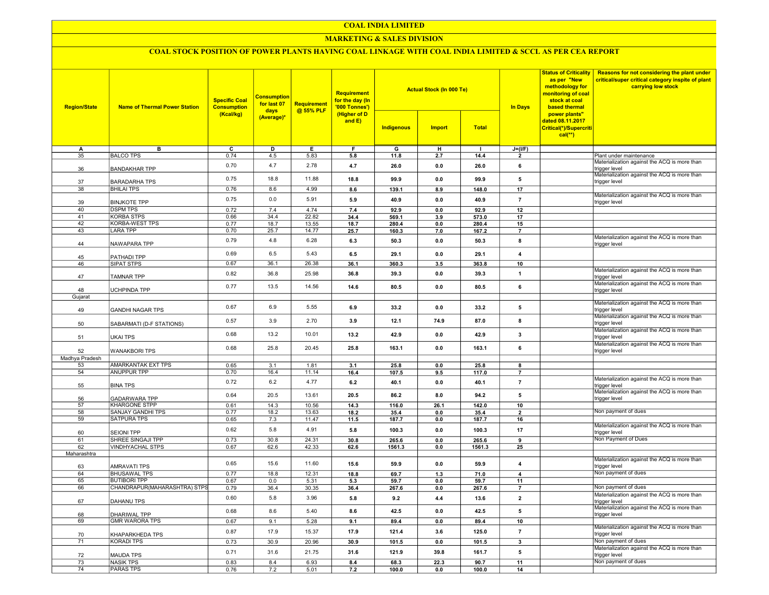# COAL INDIA LIMITED

## MARKETING & SALES DIVISION

### COAL STOCK POSITION OF POWER PLANTS HAVING COAL LINKAGE WITH COAL INDIA LIMITED & SCCL AS PER CEA REPORT

| Region/State | Name of Thermal Power Station | Specific Coal Consumption (Kcal/kg) | Consumption for last 07 days (Average)* | Requirement @ 55% PLF | Requirement for the day (In '000 Tonnes') (Higher of D and E) | Actual Stock (In 000 Te) | | | In Days | Status of Criticality as per "New methodology for monitoring of coal stock at coal based thermal power plants" dated 08.11.2017 Critical(*)/Supercritical(**) | Reasons for not considering the plant under critical/super critical category inspite of plant carrying low stock |
|---|---|---|---|---|---|---|---|---|---|---|---|
| | | | | | | Indigenous | Import | Total | | | |
| A | B | C | D | E | F | G | H | I | J=(I/F) | | |
| 35 | BALCO TPS | 0.74 | 4.5 | 5.83 | 5.8 | 11.8 | 2.7 | 14.4 | 2 | | Plant under maintenance |
| 36 | BANDAKHAR TPP | 0.70 | 4.7 | 2.78 | 4.7 | 26.0 | 0.0 | 26.0 | 6 | | Materialization against the ACQ is more than trigger level |
| 37 | BARADARHA TPS | 0.75 | 18.8 | 11.88 | 18.8 | 99.9 | 0.0 | 99.9 | 5 | | Materialization against the ACQ is more than trigger level |
| 38 | BHILAI TPS | 0.76 | 8.6 | 4.99 | 8.6 | 139.1 | 8.9 | 148.0 | 17 | | |
| 39 | BINJKOTE TPP | 0.75 | 0.0 | 5.91 | 5.9 | 40.9 | 0.0 | 40.9 | 7 | | Materialization against the ACQ is more than trigger level |
| 40 | DSPM TPS | 0.72 | 7.4 | 4.74 | 7.4 | 92.9 | 0.0 | 92.9 | 12 | | |
| 41 | KORBA STPS | 0.66 | 34.4 | 22.82 | 34.4 | 569.1 | 3.9 | 573.0 | 17 | | |
| 42 | KORBA-WEST TPS | 0.77 | 18.7 | 13.55 | 18.7 | 280.4 | 0.0 | 280.4 | 15 | | |
| 43 | LARA TPP | 0.70 | 25.7 | 14.77 | 25.7 | 160.3 | 7.0 | 167.2 | 7 | | |
| 44 | NAWAPARA TPP | 0.79 | 4.8 | 6.28 | 6.3 | 50.3 | 0.0 | 50.3 | 8 | | Materialization against the ACQ is more than trigger level |
| 45 | PATHADI TPP | 0.69 | 6.5 | 5.43 | 6.5 | 29.1 | 0.0 | 29.1 | 4 | | |
| 46 | SIPAT STPS | 0.67 | 36.1 | 26.38 | 36.1 | 360.3 | 3.5 | 363.8 | 10 | | |
| 47 | TAMNAR TPP | 0.82 | 36.8 | 25.98 | 36.8 | 39.3 | 0.0 | 39.3 | 1 | | Materialization against the ACQ is more than trigger level |
| 48 | UCHPINDA TPP | 0.77 | 13.5 | 14.56 | 14.6 | 80.5 | 0.0 | 80.5 | 6 | | Materialization against the ACQ is more than trigger level |
| Gujarat | | | | | | | | | | | |
| 49 | GANDHI NAGAR TPS | 0.67 | 6.9 | 5.55 | 6.9 | 33.2 | 0.0 | 33.2 | 5 | | Materialization against the ACQ is more than trigger level |
| 50 | SABARMATI (D-F STATIONS) | 0.57 | 3.9 | 2.70 | 3.9 | 12.1 | 74.9 | 87.0 | 8 | | Materialization against the ACQ is more than trigger level |
| 51 | UKAI TPS | 0.68 | 13.2 | 10.01 | 13.2 | 42.9 | 0.0 | 42.9 | 3 | | Materialization against the ACQ is more than trigger level |
| 52 | WANAKBORI TPS | 0.68 | 25.8 | 20.45 | 25.8 | 163.1 | 0.0 | 163.1 | 6 | | Materialization against the ACQ is more than trigger level |
| Madhya Pradesh | | | | | | | | | | | |
| 53 | AMARKANTAK EXT TPS | 0.65 | 3.1 | 1.81 | 3.1 | 25.8 | 0.0 | 25.8 | 8 | | |
| 54 | ANUPPUR TPP | 0.70 | 16.4 | 11.14 | 16.4 | 107.5 | 9.5 | 117.0 | 7 | | |
| 55 | BINA TPS | 0.72 | 6.2 | 4.77 | 6.2 | 40.1 | 0.0 | 40.1 | 7 | | Materialization against the ACQ is more than trigger level |
| 56 | GADARWARA TPP | 0.64 | 20.5 | 13.61 | 20.5 | 86.2 | 8.0 | 94.2 | 5 | | Materialization against the ACQ is more than trigger level |
| 57 | KHARGONE STPP | 0.61 | 14.3 | 10.56 | 14.3 | 116.0 | 26.1 | 142.0 | 10 | | |
| 58 | SANJAY GANDHI TPS | 0.77 | 18.2 | 13.63 | 18.2 | 35.4 | 0.0 | 35.4 | 2 | | Non payment of dues |
| 59 | SATPURA TPS | 0.65 | 7.3 | 11.47 | 11.5 | 187.7 | 0.0 | 187.7 | 16 | | |
| 60 | SEIONI TPP | 0.62 | 5.8 | 4.91 | 5.8 | 100.3 | 0.0 | 100.3 | 17 | | Materialization against the ACQ is more than trigger level |
| 61 | SHREE SINGAJI TPP | 0.73 | 30.8 | 24.31 | 30.8 | 265.6 | 0.0 | 265.6 | 9 | | Non Payment of Dues |
| 62 | VINDHYACHAL STPS | 0.67 | 62.6 | 42.33 | 62.6 | 1561.3 | 0.0 | 1561.3 | 25 | | |
| Maharashtra | | | | | | | | | | | |
| 63 | AMRAVATI TPS | 0.65 | 15.6 | 11.60 | 15.6 | 59.9 | 0.0 | 59.9 | 4 | | Materialization against the ACQ is more than trigger level |
| 64 | BHUSAWAL TPS | 0.77 | 18.8 | 12.31 | 18.8 | 69.7 | 1.3 | 71.0 | 4 | | Non payment of dues |
| 65 | BUTIBORI TPP | 0.67 | 0.0 | 5.31 | 5.3 | 59.7 | 0.0 | 59.7 | 11 | | |
| 66 | CHANDRAPUR(MAHARASHTRA) STPS | 0.79 | 36.4 | 30.35 | 36.4 | 267.6 | 0.0 | 267.6 | 7 | | Non payment of dues |
| 67 | DAHANU TPS | 0.60 | 5.8 | 3.96 | 5.8 | 9.2 | 4.4 | 13.6 | 2 | | Materialization against the ACQ is more than trigger level |
| 68 | DHARIWAL TPP | 0.68 | 8.6 | 5.40 | 8.6 | 42.5 | 0.0 | 42.5 | 5 | | Materialization against the ACQ is more than trigger level |
| 69 | GMR WARORA TPS | 0.67 | 9.1 | 5.28 | 9.1 | 89.4 | 0.0 | 89.4 | 10 | | |
| 70 | KHAPARKHEDA TPS | 0.87 | 17.9 | 15.37 | 17.9 | 121.4 | 3.6 | 125.0 | 7 | | Materialization against the ACQ is more than trigger level |
| 71 | KORADI TPS | 0.73 | 30.9 | 20.96 | 30.9 | 101.5 | 0.0 | 101.5 | 3 | | Non payment of dues |
| 72 | MAUDA TPS | 0.71 | 31.6 | 21.75 | 31.6 | 121.9 | 39.8 | 161.7 | 5 | | Materialization against the ACQ is more than trigger level |
| 73 | NASIK TPS | 0.83 | 8.4 | 6.93 | 8.4 | 68.3 | 22.3 | 90.7 | 11 | | Non payment of dues |
| 74 | PARAS TPS | 0.76 | 7.2 | 5.01 | 7.2 | 100.0 | 0.0 | 100.0 | 14 | | |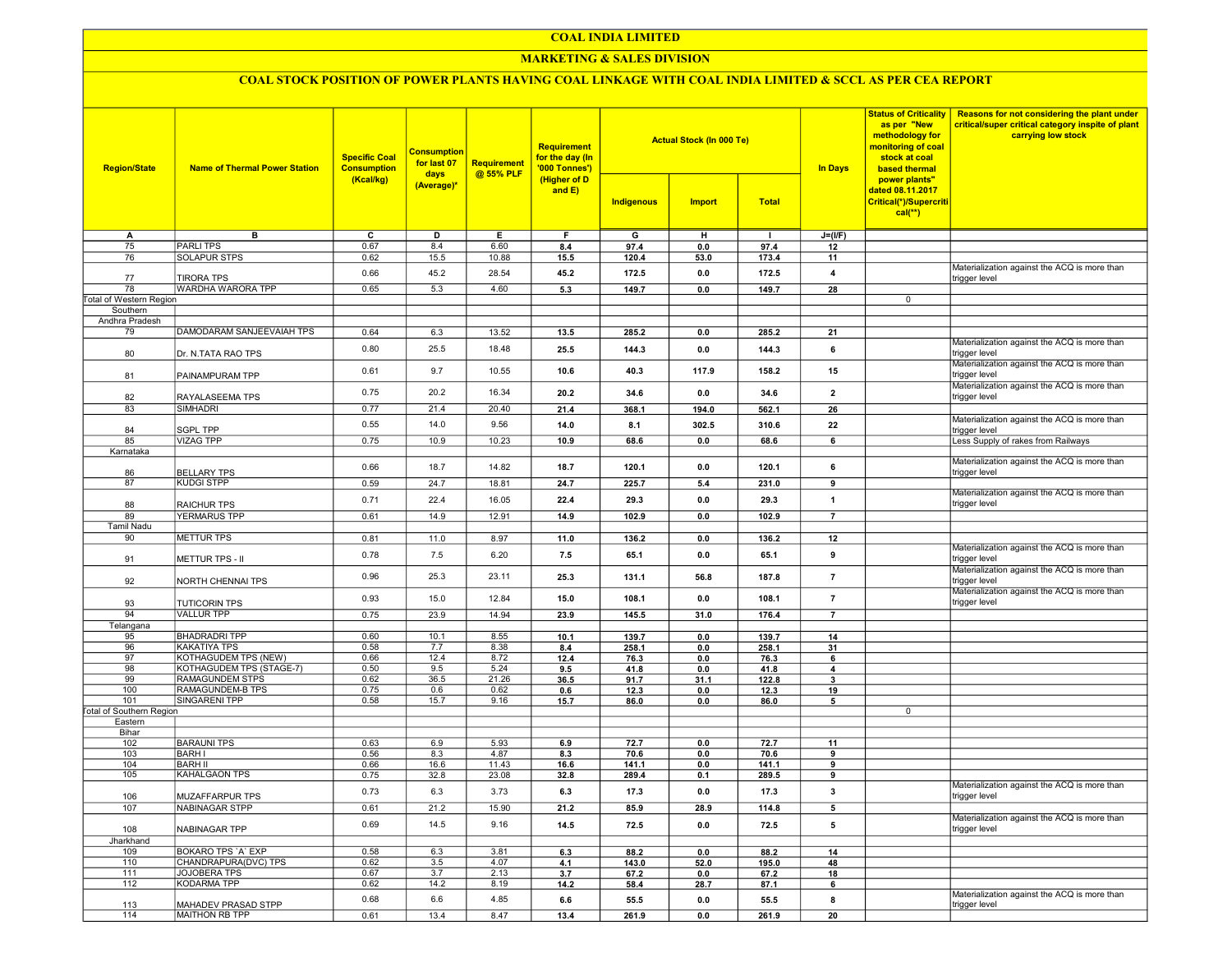# COAL INDIA LIMITED

## MARKETING & SALES DIVISION

### COAL STOCK POSITION OF POWER PLANTS HAVING COAL LINKAGE WITH COAL INDIA LIMITED & SCCL AS PER CEA REPORT

| Region/State | Name of Thermal Power Station | Specific Coal Consumption (Kcal/kg) | Consumption for last 07 days (Average)* | Requirement @ 55% PLF | Requirement for the day (In '000 Tonnes') (Higher of D and E) | Actual Stock (In 000 Te) | | | In Days | Status of Criticality as per "New methodology for monitoring of coal stock at coal based thermal power plants" dated 08.11.2017 Critical(*)/Supercritical(**) | Reasons for not considering the plant under critical/super critical category inspite of plant carrying low stock |
|---|---|---|---|---|---|---|---|---|---|---|---|
| | | | | | | Indigenous | Import | Total | | | |
| A | B | C | D | E | F | G | H | I | J=(I/F) | | |
| 75 | PARLI TPS | 0.67 | 8.4 | 6.60 | 8.4 | 97.4 | 0.0 | 97.4 | 12 | | |
| 76 | SOLAPUR STPS | 0.62 | 15.5 | 10.88 | 15.5 | 120.4 | 53.0 | 173.4 | 11 | | |
| 77 | TIRORA TPS | 0.66 | 45.2 | 28.54 | 45.2 | 172.5 | 0.0 | 172.5 | 4 | | Materialization against the ACQ is more than trigger level |
| 78 | WARDHA WARORA TPP | 0.65 | 5.3 | 4.60 | 5.3 | 149.7 | 0.0 | 149.7 | 28 | | |
| Total of Western Region | | | | | | | | | | 0 | |
| Southern | | | | | | | | | | | |
| Andhra Pradesh | | | | | | | | | | | |
| 79 | DAMODARAM SANJEEVAIAH TPS | 0.64 | 6.3 | 13.52 | 13.5 | 285.2 | 0.0 | 285.2 | 21 | | |
| 80 | Dr. N.TATA RAO TPS | 0.80 | 25.5 | 18.48 | 25.5 | 144.3 | 0.0 | 144.3 | 6 | | Materialization against the ACQ is more than trigger level |
| 81 | PAINAMPURAM TPP | 0.61 | 9.7 | 10.55 | 10.6 | 40.3 | 117.9 | 158.2 | 15 | | Materialization against the ACQ is more than trigger level |
| 82 | RAYALASEEMA TPS | 0.75 | 20.2 | 16.34 | 20.2 | 34.6 | 0.0 | 34.6 | 2 | | Materialization against the ACQ is more than trigger level |
| 83 | SIMHADRI | 0.77 | 21.4 | 20.40 | 21.4 | 368.1 | 194.0 | 562.1 | 26 | | |
| 84 | SGPL TPP | 0.55 | 14.0 | 9.56 | 14.0 | 8.1 | 302.5 | 310.6 | 22 | | Materialization against the ACQ is more than trigger level |
| 85 | VIZAG TPP | 0.75 | 10.9 | 10.23 | 10.9 | 68.6 | 0.0 | 68.6 | 6 | | Less Supply of rakes from Railways |
| Karnataka | | | | | | | | | | | |
| 86 | BELLARY TPS | 0.66 | 18.7 | 14.82 | 18.7 | 120.1 | 0.0 | 120.1 | 6 | | Materialization against the ACQ is more than trigger level |
| 87 | KUDGI STPP | 0.59 | 24.7 | 18.81 | 24.7 | 225.7 | 5.4 | 231.0 | 9 | | |
| 88 | RAICHUR TPS | 0.71 | 22.4 | 16.05 | 22.4 | 29.3 | 0.0 | 29.3 | 1 | | Materialization against the ACQ is more than trigger level |
| 89 | YERMARUS TPP | 0.61 | 14.9 | 12.91 | 14.9 | 102.9 | 0.0 | 102.9 | 7 | | |
| Tamil Nadu | | | | | | | | | | | |
| 90 | METTUR TPS | 0.81 | 11.0 | 8.97 | 11.0 | 136.2 | 0.0 | 136.2 | 12 | | |
| 91 | METTUR TPS - II | 0.78 | 7.5 | 6.20 | 7.5 | 65.1 | 0.0 | 65.1 | 9 | | Materialization against the ACQ is more than trigger level |
| 92 | NORTH CHENNAI TPS | 0.96 | 25.3 | 23.11 | 25.3 | 131.1 | 56.8 | 187.8 | 7 | | Materialization against the ACQ is more than trigger level |
| 93 | TUTICORIN TPS | 0.93 | 15.0 | 12.84 | 15.0 | 108.1 | 0.0 | 108.1 | 7 | | Materialization against the ACQ is more than trigger level |
| 94 | VALLUR TPP | 0.75 | 23.9 | 14.94 | 23.9 | 145.5 | 31.0 | 176.4 | 7 | | |
| Telangana | | | | | | | | | | | |
| 95 | BHADRADRI TPP | 0.60 | 10.1 | 8.55 | 10.1 | 139.7 | 0.0 | 139.7 | 14 | | |
| 96 | KAKATIYA TPS | 0.58 | 7.7 | 8.38 | 8.4 | 258.1 | 0.0 | 258.1 | 31 | | |
| 97 | KOTHAGUDEM TPS (NEW) | 0.66 | 12.4 | 8.72 | 12.4 | 76.3 | 0.0 | 76.3 | 6 | | |
| 98 | KOTHAGUDEM TPS (STAGE-7) | 0.50 | 9.5 | 5.24 | 9.5 | 41.8 | 0.0 | 41.8 | 4 | | |
| 99 | RAMAGUNDEM STPS | 0.62 | 36.5 | 21.26 | 36.5 | 91.7 | 31.1 | 122.8 | 3 | | |
| 100 | RAMAGUNDEM-B TPS | 0.75 | 0.6 | 0.62 | 0.6 | 12.3 | 0.0 | 12.3 | 19 | | |
| 101 | SINGARENI TPP | 0.58 | 15.7 | 9.16 | 15.7 | 86.0 | 0.0 | 86.0 | 5 | | |
| Total of Southern Region | | | | | | | | | | 0 | |
| Eastern | | | | | | | | | | | |
| Bihar | | | | | | | | | | | |
| 102 | BARAUNI TPS | 0.63 | 6.9 | 5.93 | 6.9 | 72.7 | 0.0 | 72.7 | 11 | | |
| 103 | BARH I | 0.56 | 8.3 | 4.87 | 8.3 | 70.6 | 0.0 | 70.6 | 9 | | |
| 104 | BARH II | 0.66 | 16.6 | 11.43 | 16.6 | 141.1 | 0.0 | 141.1 | 9 | | |
| 105 | KAHALGAON TPS | 0.75 | 32.8 | 23.08 | 32.8 | 289.4 | 0.1 | 289.5 | 9 | | |
| 106 | MUZAFFARPUR TPS | 0.73 | 6.3 | 3.73 | 6.3 | 17.3 | 0.0 | 17.3 | 3 | | Materialization against the ACQ is more than trigger level |
| 107 | NABINAGAR STPP | 0.61 | 21.2 | 15.90 | 21.2 | 85.9 | 28.9 | 114.8 | 5 | | |
| 108 | NABINAGAR TPP | 0.69 | 14.5 | 9.16 | 14.5 | 72.5 | 0.0 | 72.5 | 5 | | Materialization against the ACQ is more than trigger level |
| Jharkhand | | | | | | | | | | | |
| 109 | BOKARO TPS `A` EXP | 0.58 | 6.3 | 3.81 | 6.3 | 88.2 | 0.0 | 88.2 | 14 | | |
| 110 | CHANDRAPURA(DVC) TPS | 0.62 | 3.5 | 4.07 | 4.1 | 143.0 | 52.0 | 195.0 | 48 | | |
| 111 | JOJOBERA TPS | 0.67 | 3.7 | 2.13 | 3.7 | 67.2 | 0.0 | 67.2 | 18 | | |
| 112 | KODARMA TPP | 0.62 | 14.2 | 8.19 | 14.2 | 58.4 | 28.7 | 87.1 | 6 | | |
| 113 | MAHADEV PRASAD STPP | 0.68 | 6.6 | 4.85 | 6.6 | 55.5 | 0.0 | 55.5 | 8 | | Materialization against the ACQ is more than trigger level |
| 114 | MAITHON RB TPP | 0.61 | 13.4 | 8.47 | 13.4 | 261.9 | 0.0 | 261.9 | 20 | | |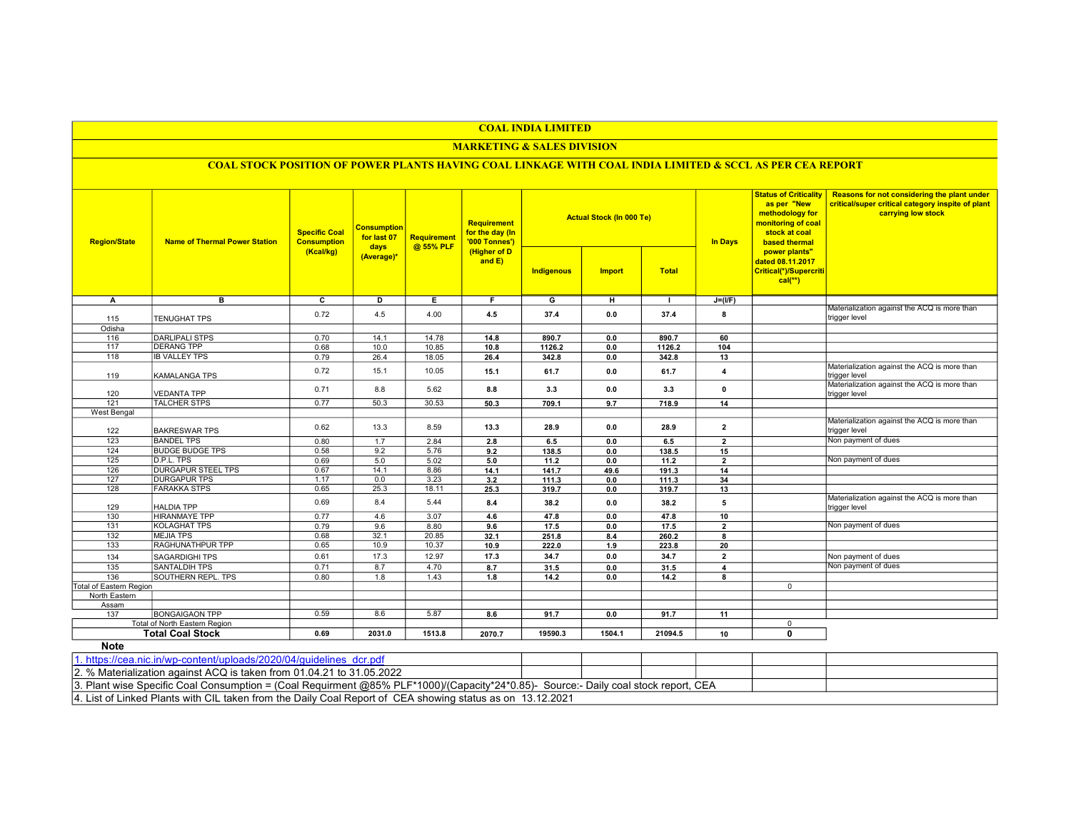# COAL INDIA LIMITED

## MARKETING & SALES DIVISION

### COAL STOCK POSITION OF POWER PLANTS HAVING COAL LINKAGE WITH COAL INDIA LIMITED & SCCL AS PER CEA REPORT

| Region/State | Name of Thermal Power Station | Specific Coal Consumption (Kcal/kg) | Consumption for last 07 days (Average)* | Requirement @ 55% PLF | Requirement for the day (In '000 Tonnes') (Higher of D and E) | Actual Stock (In 000 Te) | | | In Days | Status of Criticality as per "New methodology for monitoring of coal stock at coal based thermal power plants" dated 08.11.2017 Critical(*)/Supercritical(**) | Reasons for not considering the plant under critical/super critical category inspite of plant carrying low stock |
|---|---|---|---|---|---|---|---|---|---|---|---|
| | | | | | | Indigenous | Import | Total | | | |
| A | B | C | D | E | F | G | H | I | J=(I/F) | | |
| 115 | TENUGHAT TPS | 0.72 | 4.5 | 4.00 | 4.5 | 37.4 | 0.0 | 37.4 | 8 | | Materialization against the ACQ is more than trigger level |
| Odisha | | | | | | | | | | | |
| 116 | DARLIPALI STPS | 0.70 | 14.1 | 14.78 | 14.8 | 890.7 | 0.0 | 890.7 | 60 | | |
| 117 | DERANG TPP | 0.68 | 10.0 | 10.85 | 10.8 | 1126.2 | 0.0 | 1126.2 | 104 | | |
| 118 | IB VALLEY TPS | 0.79 | 26.4 | 18.05 | 26.4 | 342.8 | 0.0 | 342.8 | 13 | | |
| 119 | KAMALANGA TPS | 0.72 | 15.1 | 10.05 | 15.1 | 61.7 | 0.0 | 61.7 | 4 | | Materialization against the ACQ is more than trigger level |
| 120 | VEDANTA TPP | 0.71 | 8.8 | 5.62 | 8.8 | 3.3 | 0.0 | 3.3 | 0 | | Materialization against the ACQ is more than trigger level |
| 121 | TALCHER STPS | 0.77 | 50.3 | 30.53 | 50.3 | 709.1 | 9.7 | 718.9 | 14 | | |
| West Bengal | | | | | | | | | | | |
| 122 | BAKRESWAR TPS | 0.62 | 13.3 | 8.59 | 13.3 | 28.9 | 0.0 | 28.9 | 2 | | Materialization against the ACQ is more than trigger level |
| 123 | BANDEL TPS | 0.80 | 1.7 | 2.84 | 2.8 | 6.5 | 0.0 | 6.5 | 2 | | Non payment of dues |
| 124 | BUDGE BUDGE TPS | 0.58 | 9.2 | 5.76 | 9.2 | 138.5 | 0.0 | 138.5 | 15 | | |
| 125 | D.P.L. TPS | 0.69 | 5.0 | 5.02 | 5.0 | 11.2 | 0.0 | 11.2 | 2 | | Non payment of dues |
| 126 | DURGAPUR STEEL TPS | 0.67 | 14.1 | 8.86 | 14.1 | 141.7 | 49.6 | 191.3 | 14 | | |
| 127 | DURGAPUR TPS | 1.17 | 0.0 | 3.23 | 3.2 | 111.3 | 0.0 | 111.3 | 34 | | |
| 128 | FARAKKA STPS | 0.65 | 25.3 | 18.11 | 25.3 | 319.7 | 0.0 | 319.7 | 13 | | |
| 129 | HALDIA TPP | 0.69 | 8.4 | 5.44 | 8.4 | 38.2 | 0.0 | 38.2 | 5 | | Materialization against the ACQ is more than trigger level |
| 130 | HIRANMAYE TPP | 0.77 | 4.6 | 3.07 | 4.6 | 47.8 | 0.0 | 47.8 | 10 | | |
| 131 | KOLAGHAT TPS | 0.79 | 9.6 | 8.80 | 9.6 | 17.5 | 0.0 | 17.5 | 2 | | Non payment of dues |
| 132 | MEJIA TPS | 0.68 | 32.1 | 20.85 | 32.1 | 251.8 | 8.4 | 260.2 | 8 | | |
| 133 | RAGHUNATHPUR TPP | 0.65 | 10.9 | 10.37 | 10.9 | 222.0 | 1.9 | 223.8 | 20 | | |
| 134 | SAGARDIGHI TPS | 0.61 | 17.3 | 12.97 | 17.3 | 34.7 | 0.0 | 34.7 | 2 | | Non payment of dues |
| 135 | SANTALDIH TPS | 0.71 | 8.7 | 4.70 | 8.7 | 31.5 | 0.0 | 31.5 | 4 | | Non payment of dues |
| 136 | SOUTHERN REPL. TPS | 0.80 | 1.8 | 1.43 | 1.8 | 14.2 | 0.0 | 14.2 | 8 | | |
| Total of Eastern Region | | | | | | | | | | 0 | |
| North Eastern | | | | | | | | | | | |
| Assam | | | | | | | | | | | |
| 137 | BONGAIGAON TPP | 0.59 | 8.6 | 5.87 | 8.6 | 91.7 | 0.0 | 91.7 | 11 | | |
| Total of North Eastern Region | | | | | | | | | | 0 | |
| **Total Coal Stock** | | 0.69 | 2031.0 | 1513.8 | 2070.7 | 19590.3 | 1504.1 | 21094.5 | 10 | 0 | |

**Note**

1. https://cea.nic.in/wp-content/uploads/2020/04/guidelines_dcr.pdf
2. % Materialization against ACQ is taken from 01.04.21 to 31.05.2022
3. Plant wise Specific Coal Consumption = (Coal Requirment @85% PLF*1000)/(Capacity*24*0.85)- Source:- Daily coal stock report, CEA
4. List of Linked Plants with CIL taken from the Daily Coal Report of CEA showing status as on 13.12.2021